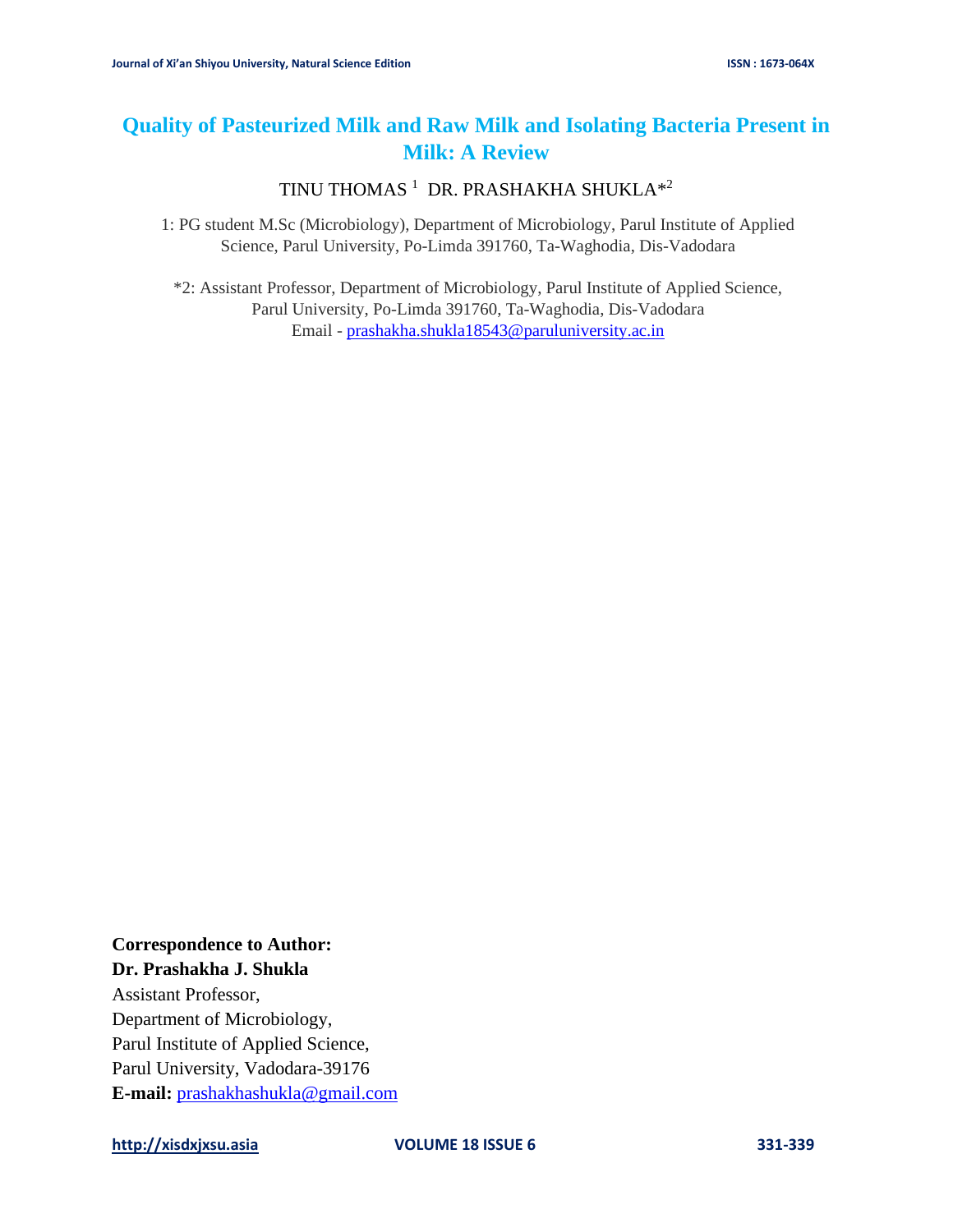# Quality of Pasteurized Milk and Raw Milk and Isolating Bacteria Present in Milk: A Review

TINU THOMAS [1] DR. PRASHAKHA SHUKLA*[2]

1: PG student M.Sc (Microbiology), Department of Microbiology, Parul Institute of Applied Science, Parul University, Po-Limda 391760, Ta-Waghodia, Dis-Vadodara

*2: Assistant Professor, Department of Microbiology, Parul Institute of Applied Science, Parul University, Po-Limda 391760, Ta-Waghodia, Dis-Vadodara
Email - prashakha.shukla18543@paruluniversity.ac.in

**Correspondence to Author:**
**Dr. Prashakha J. Shukla**
Assistant Professor,
Department of Microbiology,
Parul Institute of Applied Science,
Parul University, Vadodara-39176
**E-mail:** prashakhashukla@gmail.com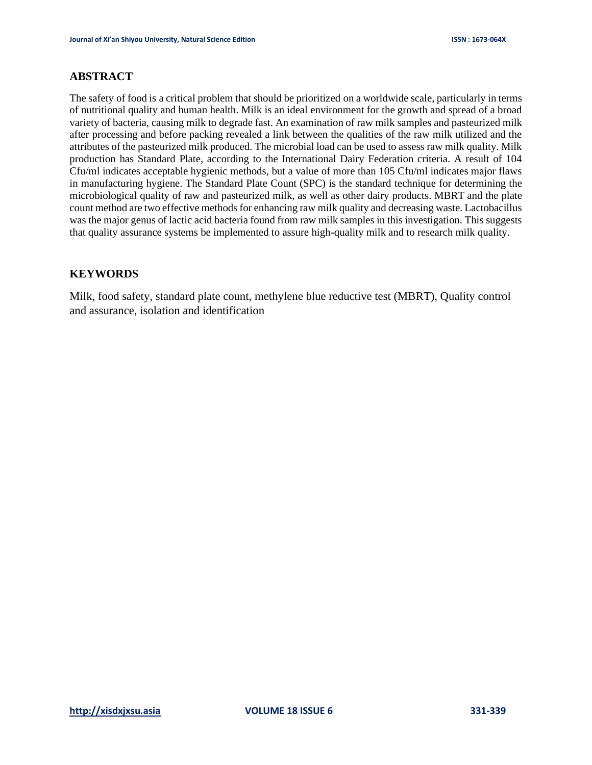## ABSTRACT

The safety of food is a critical problem that should be prioritized on a worldwide scale, particularly in terms of nutritional quality and human health. Milk is an ideal environment for the growth and spread of a broad variety of bacteria, causing milk to degrade fast. An examination of raw milk samples and pasteurized milk after processing and before packing revealed a link between the qualities of the raw milk utilized and the attributes of the pasteurized milk produced. The microbial load can be used to assess raw milk quality. Milk production has Standard Plate, according to the International Dairy Federation criteria. A result of 104 Cfu/ml indicates acceptable hygienic methods, but a value of more than 105 Cfu/ml indicates major flaws in manufacturing hygiene. The Standard Plate Count (SPC) is the standard technique for determining the microbiological quality of raw and pasteurized milk, as well as other dairy products. MBRT and the plate count method are two effective methods for enhancing raw milk quality and decreasing waste. Lactobacillus was the major genus of lactic acid bacteria found from raw milk samples in this investigation. This suggests that quality assurance systems be implemented to assure high-quality milk and to research milk quality.

## KEYWORDS

Milk, food safety, standard plate count, methylene blue reductive test (MBRT), Quality control and assurance, isolation and identification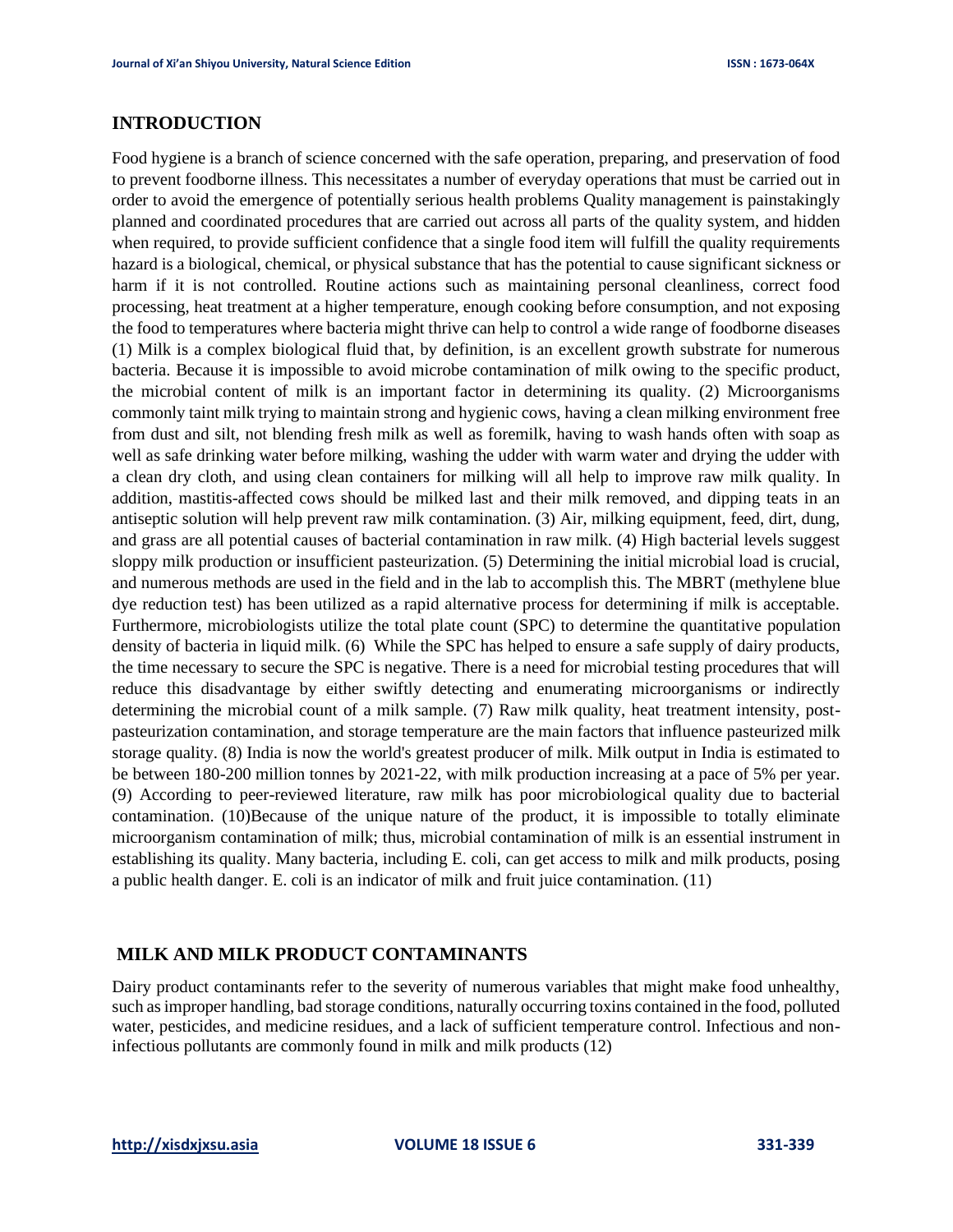## INTRODUCTION

Food hygiene is a branch of science concerned with the safe operation, preparing, and preservation of food to prevent foodborne illness. This necessitates a number of everyday operations that must be carried out in order to avoid the emergence of potentially serious health problems Quality management is painstakingly planned and coordinated procedures that are carried out across all parts of the quality system, and hidden when required, to provide sufficient confidence that a single food item will fulfill the quality requirements hazard is a biological, chemical, or physical substance that has the potential to cause significant sickness or harm if it is not controlled. Routine actions such as maintaining personal cleanliness, correct food processing, heat treatment at a higher temperature, enough cooking before consumption, and not exposing the food to temperatures where bacteria might thrive can help to control a wide range of foodborne diseases (1) Milk is a complex biological fluid that, by definition, is an excellent growth substrate for numerous bacteria. Because it is impossible to avoid microbe contamination of milk owing to the specific product, the microbial content of milk is an important factor in determining its quality. (2) Microorganisms commonly taint milk trying to maintain strong and hygienic cows, having a clean milking environment free from dust and silt, not blending fresh milk as well as foremilk, having to wash hands often with soap as well as safe drinking water before milking, washing the udder with warm water and drying the udder with a clean dry cloth, and using clean containers for milking will all help to improve raw milk quality. In addition, mastitis-affected cows should be milked last and their milk removed, and dipping teats in an antiseptic solution will help prevent raw milk contamination. (3) Air, milking equipment, feed, dirt, dung, and grass are all potential causes of bacterial contamination in raw milk. (4) High bacterial levels suggest sloppy milk production or insufficient pasteurization. (5) Determining the initial microbial load is crucial, and numerous methods are used in the field and in the lab to accomplish this. The MBRT (methylene blue dye reduction test) has been utilized as a rapid alternative process for determining if milk is acceptable. Furthermore, microbiologists utilize the total plate count (SPC) to determine the quantitative population density of bacteria in liquid milk. (6) While the SPC has helped to ensure a safe supply of dairy products, the time necessary to secure the SPC is negative. There is a need for microbial testing procedures that will reduce this disadvantage by either swiftly detecting and enumerating microorganisms or indirectly determining the microbial count of a milk sample. (7) Raw milk quality, heat treatment intensity, post-pasteurization contamination, and storage temperature are the main factors that influence pasteurized milk storage quality. (8) India is now the world's greatest producer of milk. Milk output in India is estimated to be between 180-200 million tonnes by 2021-22, with milk production increasing at a pace of 5% per year. (9) According to peer-reviewed literature, raw milk has poor microbiological quality due to bacterial contamination. (10)Because of the unique nature of the product, it is impossible to totally eliminate microorganism contamination of milk; thus, microbial contamination of milk is an essential instrument in establishing its quality. Many bacteria, including E. coli, can get access to milk and milk products, posing a public health danger. E. coli is an indicator of milk and fruit juice contamination. (11)

## MILK AND MILK PRODUCT CONTAMINANTS

Dairy product contaminants refer to the severity of numerous variables that might make food unhealthy, such as improper handling, bad storage conditions, naturally occurring toxins contained in the food, polluted water, pesticides, and medicine residues, and a lack of sufficient temperature control. Infectious and non-infectious pollutants are commonly found in milk and milk products (12)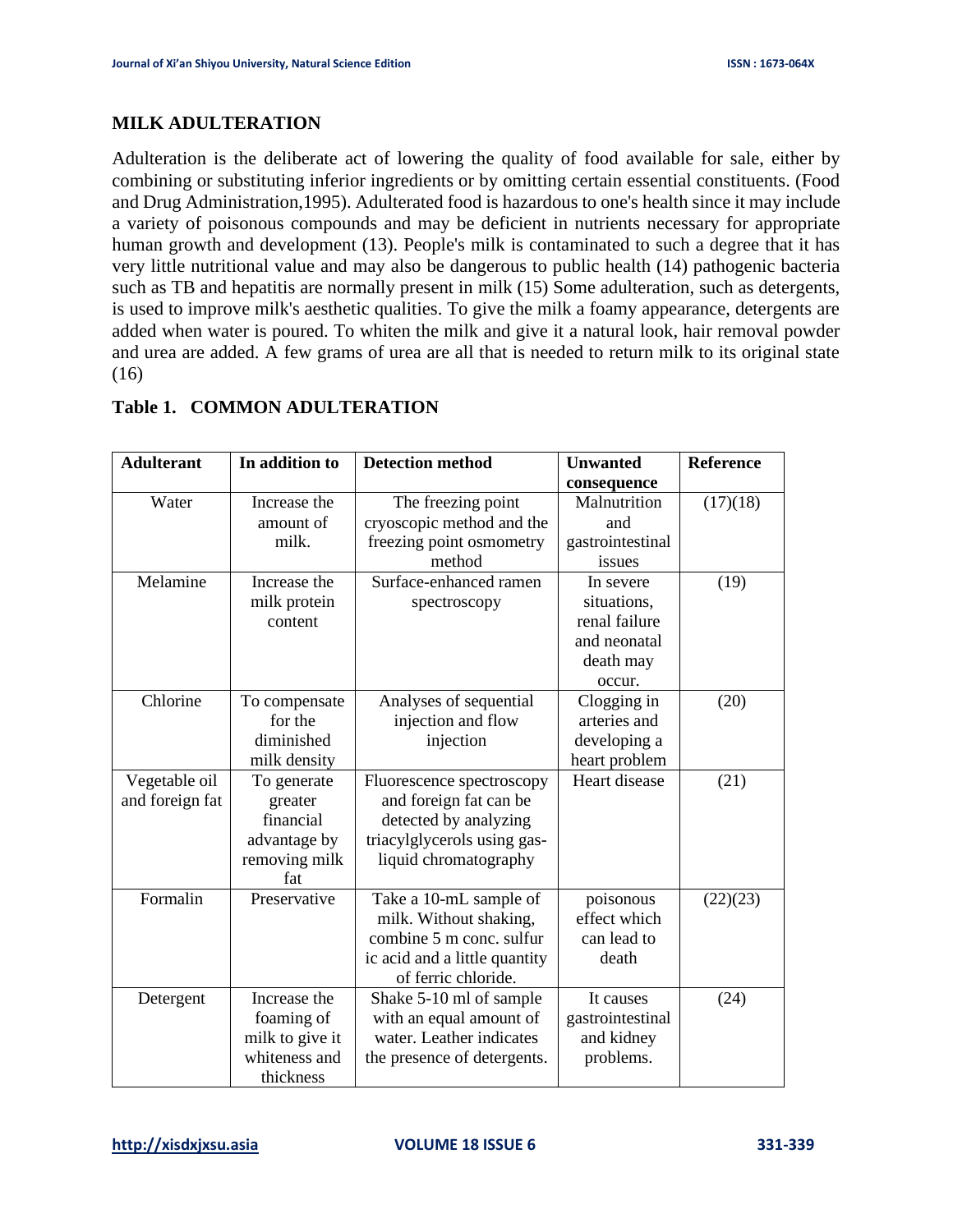## MILK ADULTERATION

Adulteration is the deliberate act of lowering the quality of food available for sale, either by combining or substituting inferior ingredients or by omitting certain essential constituents. (Food and Drug Administration,1995). Adulterated food is hazardous to one's health since it may include a variety of poisonous compounds and may be deficient in nutrients necessary for appropriate human growth and development (13). People's milk is contaminated to such a degree that it has very little nutritional value and may also be dangerous to public health (14) pathogenic bacteria such as TB and hepatitis are normally present in milk (15) Some adulteration, such as detergents, is used to improve milk's aesthetic qualities. To give the milk a foamy appearance, detergents are added when water is poured. To whiten the milk and give it a natural look, hair removal powder and urea are added. A few grams of urea are all that is needed to return milk to its original state (16)

### Table 1. COMMON ADULTERATION

| Adulterant | In addition to | Detection method | Unwanted consequence | Reference |
|---|---|---|---|---|
| Water | Increase the amount of milk. | The freezing point cryoscopic method and the freezing point osmometry method | Malnutrition and gastrointestinal issues | (17)(18) |
| Melamine | Increase the milk protein content | Surface-enhanced ramen spectroscopy | In severe situations, renal failure and neonatal death may occur. | (19) |
| Chlorine | To compensate for the diminished milk density | Analyses of sequential injection and flow injection | Clogging in arteries and developing a heart problem | (20) |
| Vegetable oil and foreign fat | To generate greater financial advantage by removing milk fat | Fluorescence spectroscopy and foreign fat can be detected by analyzing triacylglycerols using gas-liquid chromatography | Heart disease | (21) |
| Formalin | Preservative | Take a 10-mL sample of milk. Without shaking, combine 5 m conc. sulfur ic acid and a little quantity of ferric chloride. | poisonous effect which can lead to death | (22)(23) |
| Detergent | Increase the foaming of milk to give it whiteness and thickness | Shake 5-10 ml of sample with an equal amount of water. Leather indicates the presence of detergents. | It causes gastrointestinal and kidney problems. | (24) |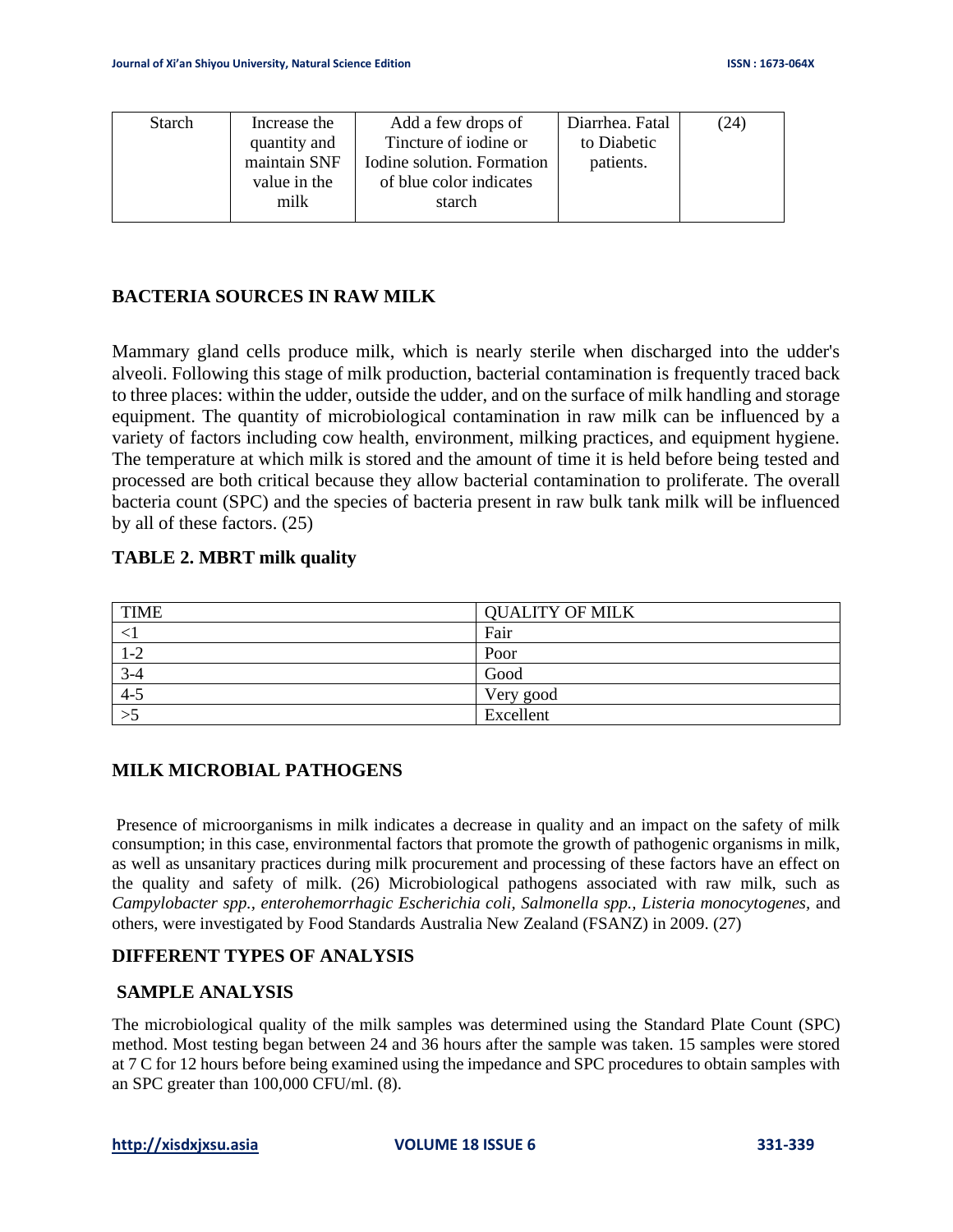| Starch | Increase the quantity and maintain SNF value in the milk | Add a few drops of Tincture of iodine or Iodine solution. Formation of blue color indicates starch | Diarrhea. Fatal to Diabetic patients. | (24) |
|---|---|---|---|---|

## BACTERIA SOURCES IN RAW MILK

Mammary gland cells produce milk, which is nearly sterile when discharged into the udder's alveoli. Following this stage of milk production, bacterial contamination is frequently traced back to three places: within the udder, outside the udder, and on the surface of milk handling and storage equipment. The quantity of microbiological contamination in raw milk can be influenced by a variety of factors including cow health, environment, milking practices, and equipment hygiene. The temperature at which milk is stored and the amount of time it is held before being tested and processed are both critical because they allow bacterial contamination to proliferate. The overall bacteria count (SPC) and the species of bacteria present in raw bulk tank milk will be influenced by all of these factors. (25)

**TABLE 2. MBRT milk quality**

| TIME | QUALITY OF MILK |
|---|---|
| <1 | Fair |
| 1-2 | Poor |
| 3-4 | Good |
| 4-5 | Very good |
| >5 | Excellent |

## MILK MICROBIAL PATHOGENS

Presence of microorganisms in milk indicates a decrease in quality and an impact on the safety of milk consumption; in this case, environmental factors that promote the growth of pathogenic organisms in milk, as well as unsanitary practices during milk procurement and processing of these factors have an effect on the quality and safety of milk. (26) Microbiological pathogens associated with raw milk, such as *Campylobacter spp., enterohemorrhagic Escherichia coli, Salmonella spp., Listeria monocytogenes*, and others, were investigated by Food Standards Australia New Zealand (FSANZ) in 2009. (27)

## DIFFERENT TYPES OF ANALYSIS

### SAMPLE ANALYSIS

The microbiological quality of the milk samples was determined using the Standard Plate Count (SPC) method. Most testing began between 24 and 36 hours after the sample was taken. 15 samples were stored at 7 C for 12 hours before being examined using the impedance and SPC procedures to obtain samples with an SPC greater than 100,000 CFU/ml. (8).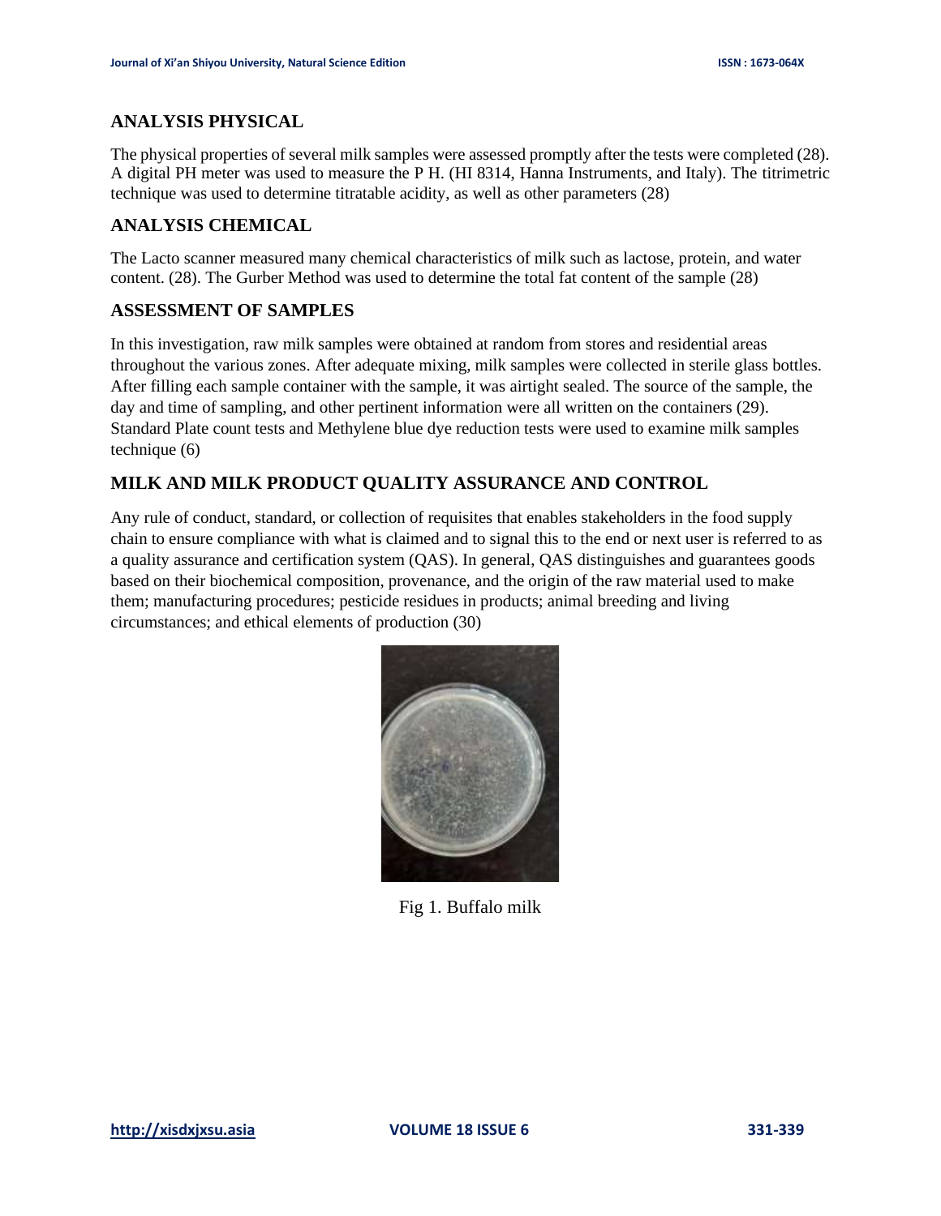## ANALYSIS PHYSICAL

The physical properties of several milk samples were assessed promptly after the tests were completed (28). A digital PH meter was used to measure the P H. (HI 8314, Hanna Instruments, and Italy). The titrimetric technique was used to determine titratable acidity, as well as other parameters (28)

## ANALYSIS CHEMICAL

The Lacto scanner measured many chemical characteristics of milk such as lactose, protein, and water content. (28). The Gurber Method was used to determine the total fat content of the sample (28)

## ASSESSMENT OF SAMPLES

In this investigation, raw milk samples were obtained at random from stores and residential areas throughout the various zones. After adequate mixing, milk samples were collected in sterile glass bottles. After filling each sample container with the sample, it was airtight sealed. The source of the sample, the day and time of sampling, and other pertinent information were all written on the containers (29). Standard Plate count tests and Methylene blue dye reduction tests were used to examine milk samples technique (6)

## MILK AND MILK PRODUCT QUALITY ASSURANCE AND CONTROL

Any rule of conduct, standard, or collection of requisites that enables stakeholders in the food supply chain to ensure compliance with what is claimed and to signal this to the end or next user is referred to as a quality assurance and certification system (QAS). In general, QAS distinguishes and guarantees goods based on their biochemical composition, provenance, and the origin of the raw material used to make them; manufacturing procedures; pesticide residues in products; animal breeding and living circumstances; and ethical elements of production (30)

Fig 1. Buffalo milk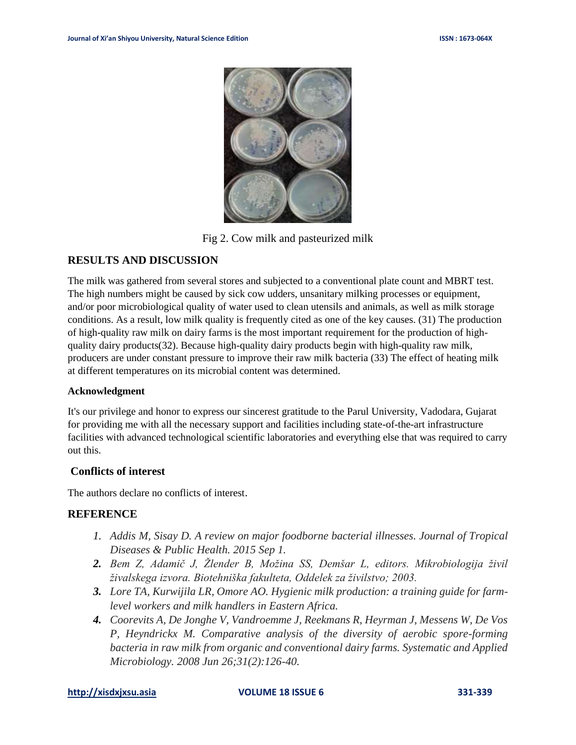Fig 2. Cow milk and pasteurized milk

## RESULTS AND DISCUSSION

The milk was gathered from several stores and subjected to a conventional plate count and MBRT test. The high numbers might be caused by sick cow udders, unsanitary milking processes or equipment, and/or poor microbiological quality of water used to clean utensils and animals, as well as milk storage conditions. As a result, low milk quality is frequently cited as one of the key causes. (31) The production of high-quality raw milk on dairy farms is the most important requirement for the production of high-quality dairy products(32). Because high-quality dairy products begin with high-quality raw milk, producers are under constant pressure to improve their raw milk bacteria (33) The effect of heating milk at different temperatures on its microbial content was determined.

### Acknowledgment

It's our privilege and honor to express our sincerest gratitude to the Parul University, Vadodara, Gujarat for providing me with all the necessary support and facilities including state-of-the-art infrastructure facilities with advanced technological scientific laboratories and everything else that was required to carry out this.

### Conflicts of interest

The authors declare no conflicts of interest.

## REFERENCE

1. *Addis M, Sisay D. A review on major foodborne bacterial illnesses. Journal of Tropical Diseases & Public Health. 2015 Sep 1.*
2. *Bem Z, Adamič J, Žlender B, Možina SS, Demšar L, editors. Mikrobiologija živil živalskega izvora. Biotehniška fakulteta, Oddelek za živilstvo; 2003.*
3. *Lore TA, Kurwijila LR, Omore AO. Hygienic milk production: a training guide for farm-level workers and milk handlers in Eastern Africa.*
4. *Coorevits A, De Jonghe V, Vandroemme J, Reekmans R, Heyrman J, Messens W, De Vos P, Heyndrickx M. Comparative analysis of the diversity of aerobic spore-forming bacteria in raw milk from organic and conventional dairy farms. Systematic and Applied Microbiology. 2008 Jun 26;31(2):126-40.*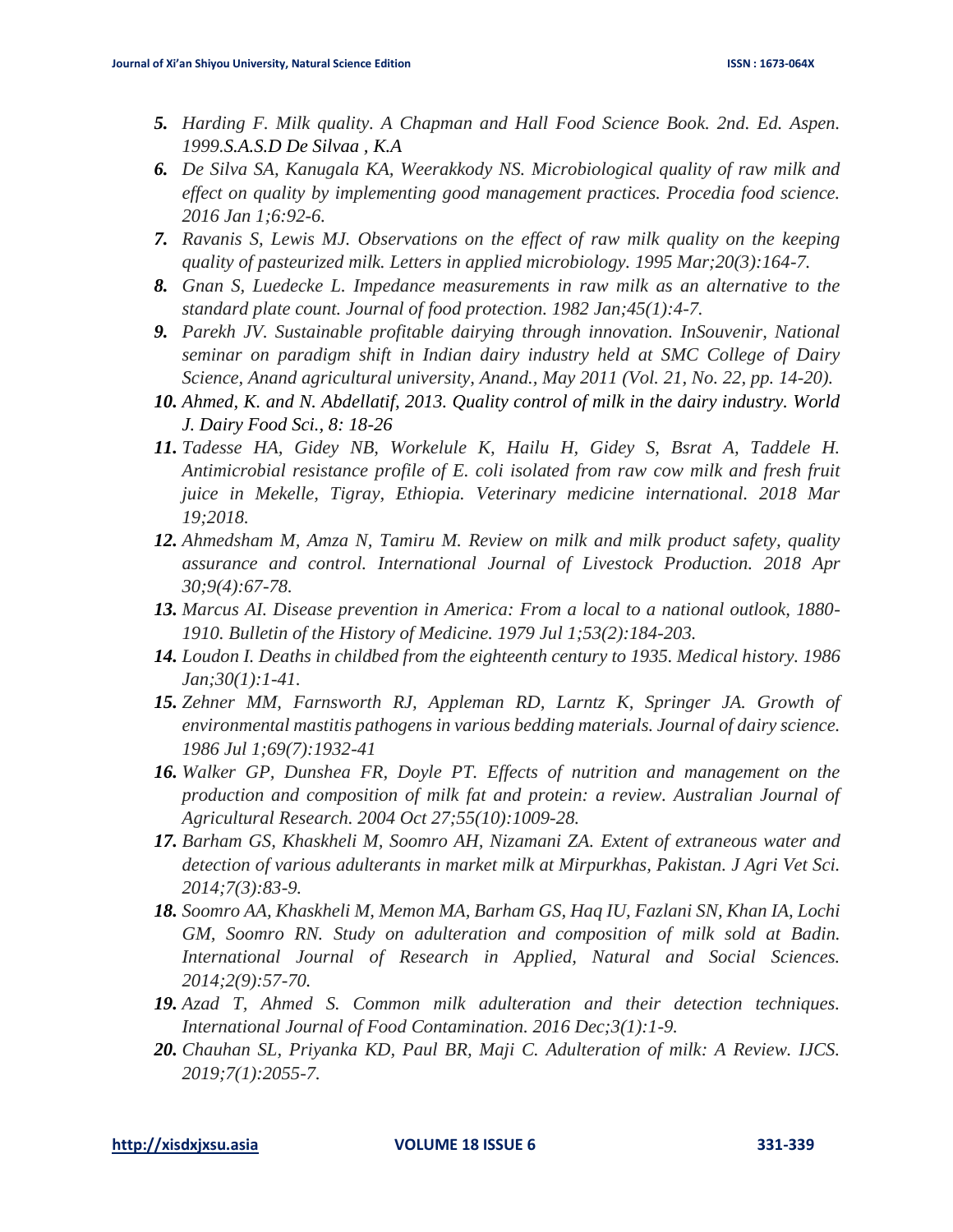5. *Harding F. Milk quality. A Chapman and Hall Food Science Book. 2nd. Ed. Aspen. 1999.S.A.S.D De Silvaa , K.A*
6. *De Silva SA, Kanugala KA, Weerakkody NS. Microbiological quality of raw milk and effect on quality by implementing good management practices. Procedia food science. 2016 Jan 1;6:92-6.*
7. *Ravanis S, Lewis MJ. Observations on the effect of raw milk quality on the keeping quality of pasteurized milk. Letters in applied microbiology. 1995 Mar;20(3):164-7.*
8. *Gnan S, Luedecke L. Impedance measurements in raw milk as an alternative to the standard plate count. Journal of food protection. 1982 Jan;45(1):4-7.*
9. *Parekh JV. Sustainable profitable dairying through innovation. InSouvenir, National seminar on paradigm shift in Indian dairy industry held at SMC College of Dairy Science, Anand agricultural university, Anand., May 2011 (Vol. 21, No. 22, pp. 14-20).*
10. *Ahmed, K. and N. Abdellatif, 2013. Quality control of milk in the dairy industry. World J. Dairy Food Sci., 8: 18-26*
11. *Tadesse HA, Gidey NB, Workelule K, Hailu H, Gidey S, Bsrat A, Taddele H. Antimicrobial resistance profile of E. coli isolated from raw cow milk and fresh fruit juice in Mekelle, Tigray, Ethiopia. Veterinary medicine international. 2018 Mar 19;2018.*
12. *Ahmedsham M, Amza N, Tamiru M. Review on milk and milk product safety, quality assurance and control. International Journal of Livestock Production. 2018 Apr 30;9(4):67-78.*
13. *Marcus AI. Disease prevention in America: From a local to a national outlook, 1880-1910. Bulletin of the History of Medicine. 1979 Jul 1;53(2):184-203.*
14. *Loudon I. Deaths in childbed from the eighteenth century to 1935. Medical history. 1986 Jan;30(1):1-41.*
15. *Zehner MM, Farnsworth RJ, Appleman RD, Larntz K, Springer JA. Growth of environmental mastitis pathogens in various bedding materials. Journal of dairy science. 1986 Jul 1;69(7):1932-41*
16. *Walker GP, Dunshea FR, Doyle PT. Effects of nutrition and management on the production and composition of milk fat and protein: a review. Australian Journal of Agricultural Research. 2004 Oct 27;55(10):1009-28.*
17. *Barham GS, Khaskheli M, Soomro AH, Nizamani ZA. Extent of extraneous water and detection of various adulterants in market milk at Mirpurkhas, Pakistan. J Agri Vet Sci. 2014;7(3):83-9.*
18. *Soomro AA, Khaskheli M, Memon MA, Barham GS, Haq IU, Fazlani SN, Khan IA, Lochi GM, Soomro RN. Study on adulteration and composition of milk sold at Badin. International Journal of Research in Applied, Natural and Social Sciences. 2014;2(9):57-70.*
19. *Azad T, Ahmed S. Common milk adulteration and their detection techniques. International Journal of Food Contamination. 2016 Dec;3(1):1-9.*
20. *Chauhan SL, Priyanka KD, Paul BR, Maji C. Adulteration of milk: A Review. IJCS. 2019;7(1):2055-7.*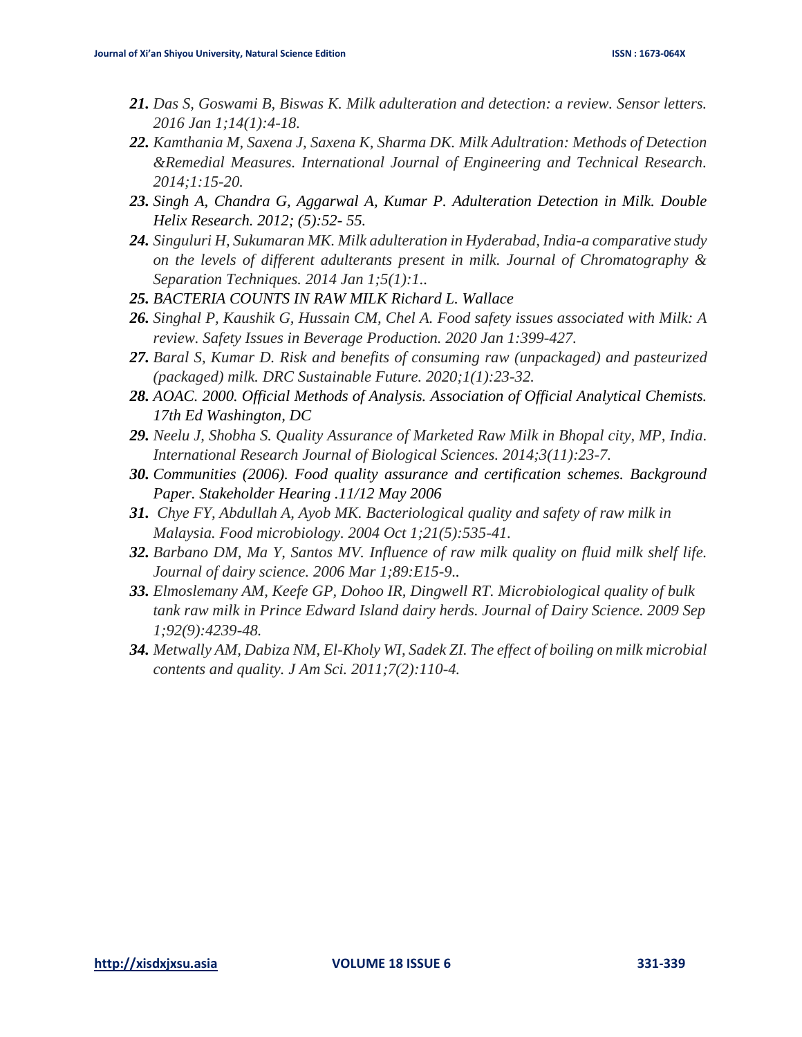21. *Das S, Goswami B, Biswas K. Milk adulteration and detection: a review. Sensor letters. 2016 Jan 1;14(1):4-18.*
22. *Kamthania M, Saxena J, Saxena K, Sharma DK. Milk Adultration: Methods of Detection &Remedial Measures. International Journal of Engineering and Technical Research. 2014;1:15-20.*
23. *Singh A, Chandra G, Aggarwal A, Kumar P. Adulteration Detection in Milk. Double Helix Research. 2012; (5):52- 55.*
24. *Singuluri H, Sukumaran MK. Milk adulteration in Hyderabad, India-a comparative study on the levels of different adulterants present in milk. Journal of Chromatography & Separation Techniques. 2014 Jan 1;5(1):1..*
25. *BACTERIA COUNTS IN RAW MILK Richard L. Wallace*
26. *Singhal P, Kaushik G, Hussain CM, Chel A. Food safety issues associated with Milk: A review. Safety Issues in Beverage Production. 2020 Jan 1:399-427.*
27. *Baral S, Kumar D. Risk and benefits of consuming raw (unpackaged) and pasteurized (packaged) milk. DRC Sustainable Future. 2020;1(1):23-32.*
28. *AOAC. 2000. Official Methods of Analysis. Association of Official Analytical Chemists. 17th Ed Washington, DC*
29. *Neelu J, Shobha S. Quality Assurance of Marketed Raw Milk in Bhopal city, MP, India. International Research Journal of Biological Sciences. 2014;3(11):23-7.*
30. *Communities (2006). Food quality assurance and certification schemes. Background Paper. Stakeholder Hearing .11/12 May 2006*
31. *Chye FY, Abdullah A, Ayob MK. Bacteriological quality and safety of raw milk in Malaysia. Food microbiology. 2004 Oct 1;21(5):535-41.*
32. *Barbano DM, Ma Y, Santos MV. Influence of raw milk quality on fluid milk shelf life. Journal of dairy science. 2006 Mar 1;89:E15-9..*
33. *Elmoslemany AM, Keefe GP, Dohoo IR, Dingwell RT. Microbiological quality of bulk tank raw milk in Prince Edward Island dairy herds. Journal of Dairy Science. 2009 Sep 1;92(9):4239-48.*
34. *Metwally AM, Dabiza NM, El-Kholy WI, Sadek ZI. The effect of boiling on milk microbial contents and quality. J Am Sci. 2011;7(2):110-4.*